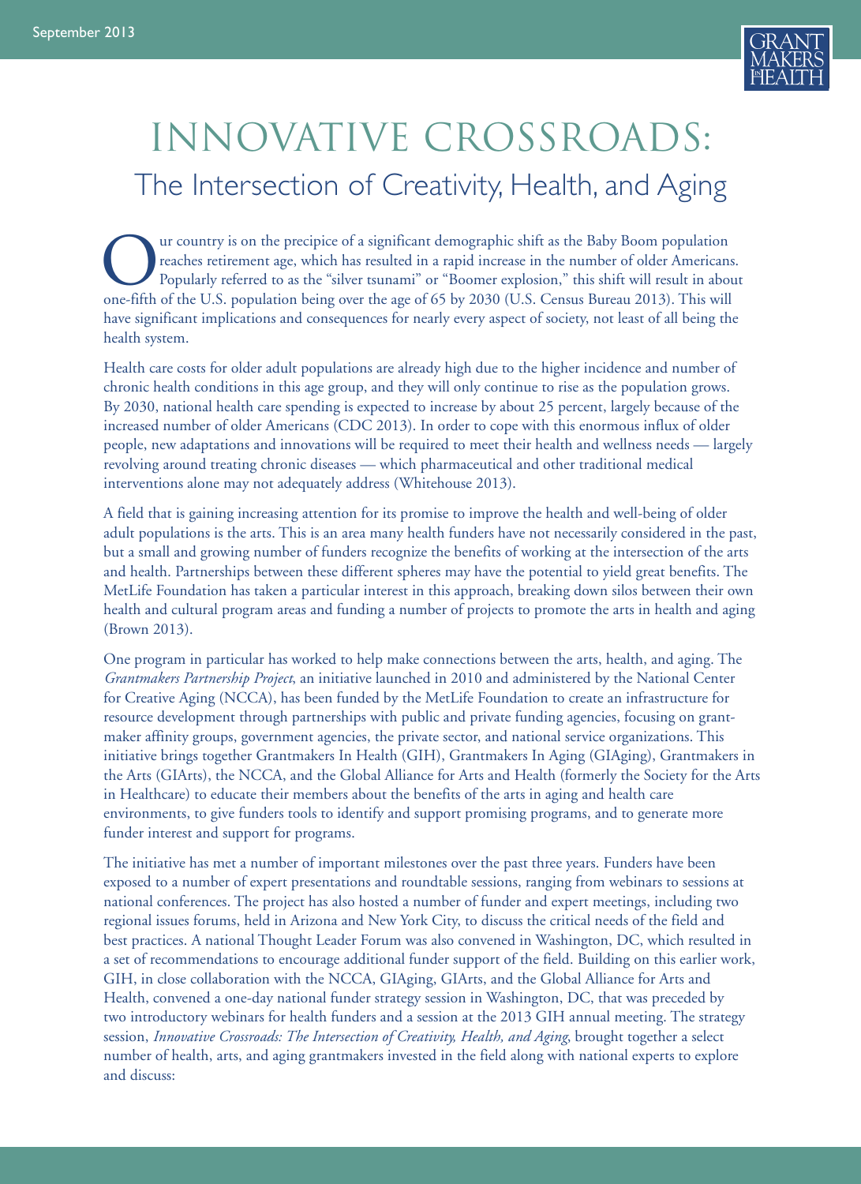# INNOVATIVE CROSSROADS:

## The Intersection of Creativity, Health, and Aging

Our country is on the precipice of a significant demographic shift as the Baby Boom population reaches retirement age, which has resulted in a rapid increase in the number of older Americans. Popularly referred to as the "silver tsunami" or "Boomer explosion," this shift will result in about one-fifth of the U.S. population being over the age of 65 by 2030 (U.S. Census Bureau 2013). This will have significant implications and consequences for nearly every aspect of society, not least of all being the health system.

Health care costs for older adult populations are already high due to the higher incidence and number of chronic health conditions in this age group, and they will only continue to rise as the population grows. By 2030, national health care spending is expected to increase by about 25 percent, largely because of the increased number of older Americans (CDC 2013). In order to cope with this enormous influx of older people, new adaptations and innovations will be required to meet their health and wellness needs — largely revolving around treating chronic diseases — which pharmaceutical and other traditional medical interventions alone may not adequately address (Whitehouse 2013).

A field that is gaining increasing attention for its promise to improve the health and well-being of older adult populations is the arts. This is an area many health funders have not necessarily considered in the past, but a small and growing number of funders recognize the benefits of working at the intersection of the arts and health. Partnerships between these different spheres may have the potential to yield great benefits. The MetLife Foundation has taken a particular interest in this approach, breaking down silos between their own health and cultural program areas and funding a number of projects to promote the arts in health and aging (Brown 2013).

One program in particular has worked to help make connections between the arts, health, and aging. The *Grantmakers Partnership Project*, an initiative launched in 2010 and administered by the National Center for Creative Aging (NCCA), has been funded by the MetLife Foundation to create an infrastructure for resource development through partnerships with public and private funding agencies, focusing on grant-maker affinity groups, government agencies, the private sector, and national service organizations. This initiative brings together Grantmakers In Health (GIH), Grantmakers In Aging (GIAging), Grantmakers in the Arts (GIArts), the NCCA, and the Global Alliance for Arts and Health (formerly the Society for the Arts in Healthcare) to educate their members about the benefits of the arts in aging and health care environments, to give funders tools to identify and support promising programs, and to generate more funder interest and support for programs.

The initiative has met a number of important milestones over the past three years. Funders have been exposed to a number of expert presentations and roundtable sessions, ranging from webinars to sessions at national conferences. The project has also hosted a number of funder and expert meetings, including two regional issues forums, held in Arizona and New York City, to discuss the critical needs of the field and best practices. A national Thought Leader Forum was also convened in Washington, DC, which resulted in a set of recommendations to encourage additional funder support of the field. Building on this earlier work, GIH, in close collaboration with the NCCA, GIAging, GIArts, and the Global Alliance for Arts and Health, convened a one-day national funder strategy session in Washington, DC, that was preceded by two introductory webinars for health funders and a session at the 2013 GIH annual meeting. The strategy session, *Innovative Crossroads: The Intersection of Creativity, Health, and Aging*, brought together a select number of health, arts, and aging grantmakers invested in the field along with national experts to explore and discuss: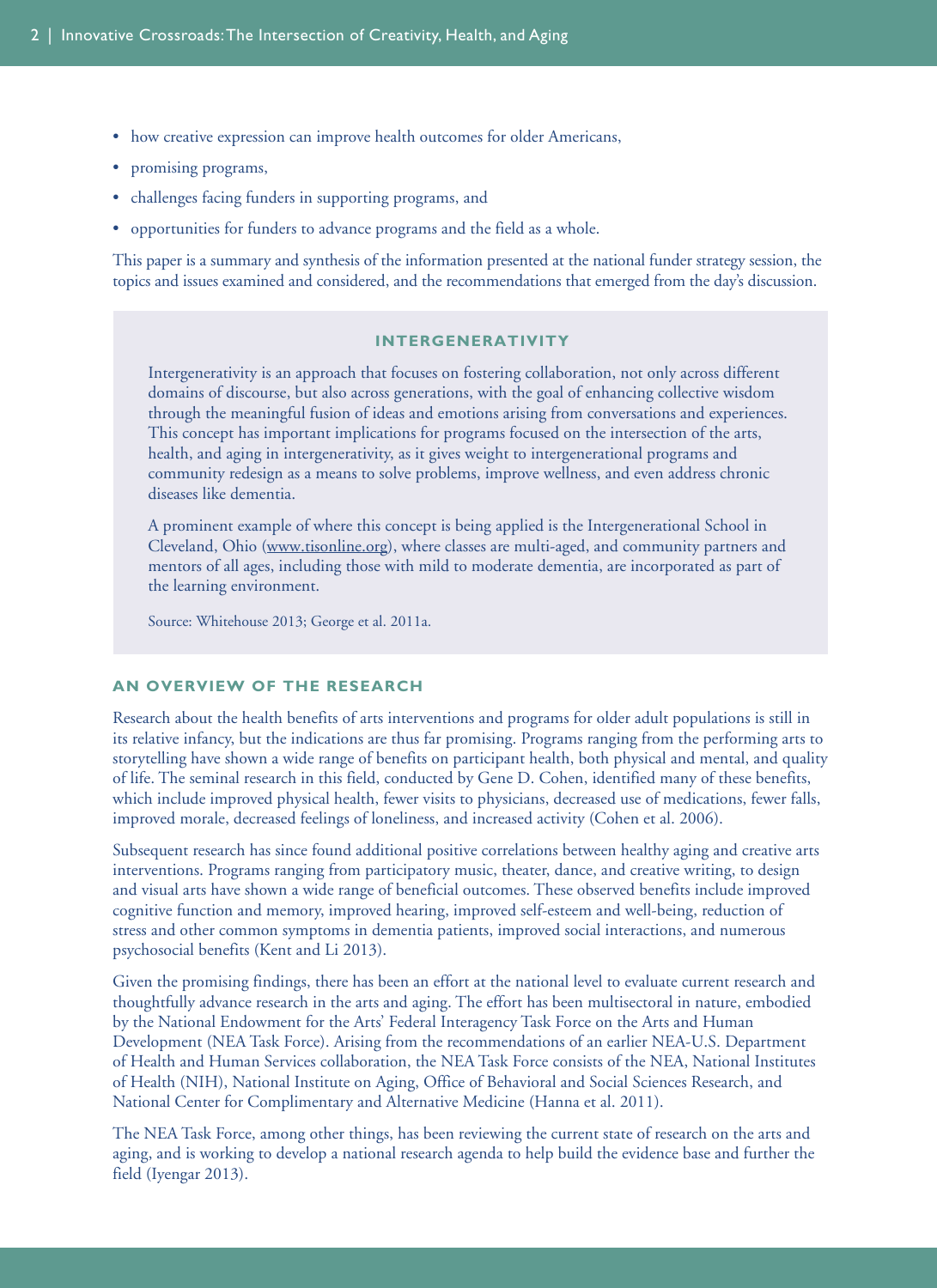- how creative expression can improve health outcomes for older Americans,
- promising programs,
- challenges facing funders in supporting programs, and
- opportunities for funders to advance programs and the field as a whole.

This paper is a summary and synthesis of the information presented at the national funder strategy session, the topics and issues examined and considered, and the recommendations that emerged from the day's discussion.

### INTERGENERATIVITY

Intergenerativity is an approach that focuses on fostering collaboration, not only across different domains of discourse, but also across generations, with the goal of enhancing collective wisdom through the meaningful fusion of ideas and emotions arising from conversations and experiences. This concept has important implications for programs focused on the intersection of the arts, health, and aging in intergenerativity, as it gives weight to intergenerational programs and community redesign as a means to solve problems, improve wellness, and even address chronic diseases like dementia.

A prominent example of where this concept is being applied is the Intergenerational School in Cleveland, Ohio (www.tisonline.org), where classes are multi-aged, and community partners and mentors of all ages, including those with mild to moderate dementia, are incorporated as part of the learning environment.

Source: Whitehouse 2013; George et al. 2011a.

## AN OVERVIEW OF THE RESEARCH

Research about the health benefits of arts interventions and programs for older adult populations is still in its relative infancy, but the indications are thus far promising. Programs ranging from the performing arts to storytelling have shown a wide range of benefits on participant health, both physical and mental, and quality of life. The seminal research in this field, conducted by Gene D. Cohen, identified many of these benefits, which include improved physical health, fewer visits to physicians, decreased use of medications, fewer falls, improved morale, decreased feelings of loneliness, and increased activity (Cohen et al. 2006).

Subsequent research has since found additional positive correlations between healthy aging and creative arts interventions. Programs ranging from participatory music, theater, dance, and creative writing, to design and visual arts have shown a wide range of beneficial outcomes. These observed benefits include improved cognitive function and memory, improved hearing, improved self-esteem and well-being, reduction of stress and other common symptoms in dementia patients, improved social interactions, and numerous psychosocial benefits (Kent and Li 2013).

Given the promising findings, there has been an effort at the national level to evaluate current research and thoughtfully advance research in the arts and aging. The effort has been multisectoral in nature, embodied by the National Endowment for the Arts' Federal Interagency Task Force on the Arts and Human Development (NEA Task Force). Arising from the recommendations of an earlier NEA-U.S. Department of Health and Human Services collaboration, the NEA Task Force consists of the NEA, National Institutes of Health (NIH), National Institute on Aging, Office of Behavioral and Social Sciences Research, and National Center for Complimentary and Alternative Medicine (Hanna et al. 2011).

The NEA Task Force, among other things, has been reviewing the current state of research on the arts and aging, and is working to develop a national research agenda to help build the evidence base and further the field (Iyengar 2013).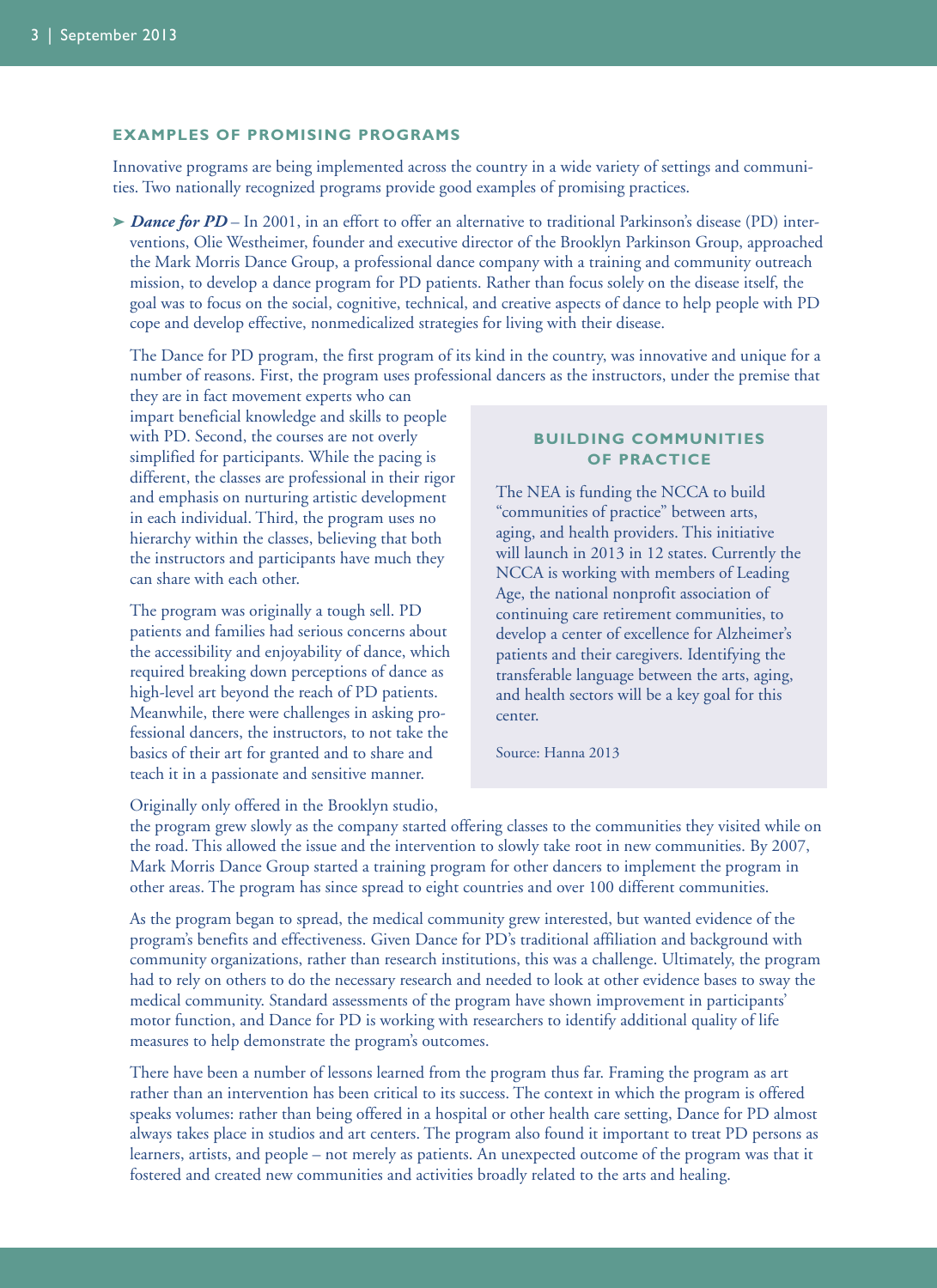## EXAMPLES OF PROMISING PROGRAMS

Innovative programs are being implemented across the country in a wide variety of settings and communities. Two nationally recognized programs provide good examples of promising practices.

- ***Dance for PD*** – In 2001, in an effort to offer an alternative to traditional Parkinson's disease (PD) interventions, Olie Westheimer, founder and executive director of the Brooklyn Parkinson Group, approached the Mark Morris Dance Group, a professional dance company with a training and community outreach mission, to develop a dance program for PD patients. Rather than focus solely on the disease itself, the goal was to focus on the social, cognitive, technical, and creative aspects of dance to help people with PD cope and develop effective, nonmedicalized strategies for living with their disease.

  The Dance for PD program, the first program of its kind in the country, was innovative and unique for a number of reasons. First, the program uses professional dancers as the instructors, under the premise that they are in fact movement experts who can impart beneficial knowledge and skills to people with PD. Second, the courses are not overly simplified for participants. While the pacing is different, the classes are professional in their rigor and emphasis on nurturing artistic development in each individual. Third, the program uses no hierarchy within the classes, believing that both the instructors and participants have much they can share with each other.

  The program was originally a tough sell. PD patients and families had serious concerns about the accessibility and enjoyability of dance, which required breaking down perceptions of dance as high-level art beyond the reach of PD patients. Meanwhile, there were challenges in asking professional dancers, the instructors, to not take the basics of their art for granted and to share and teach it in a passionate and sensitive manner.

  Originally only offered in the Brooklyn studio, the program grew slowly as the company started offering classes to the communities they visited while on the road. This allowed the issue and the intervention to slowly take root in new communities. By 2007, Mark Morris Dance Group started a training program for other dancers to implement the program in other areas. The program has since spread to eight countries and over 100 different communities.

  As the program began to spread, the medical community grew interested, but wanted evidence of the program's benefits and effectiveness. Given Dance for PD's traditional affiliation and background with community organizations, rather than research institutions, this was a challenge. Ultimately, the program had to rely on others to do the necessary research and needed to look at other evidence bases to sway the medical community. Standard assessments of the program have shown improvement in participants' motor function, and Dance for PD is working with researchers to identify additional quality of life measures to help demonstrate the program's outcomes.

  There have been a number of lessons learned from the program thus far. Framing the program as art rather than an intervention has been critical to its success. The context in which the program is offered speaks volumes: rather than being offered in a hospital or other health care setting, Dance for PD almost always takes place in studios and art centers. The program also found it important to treat PD persons as learners, artists, and people – not merely as patients. An unexpected outcome of the program was that it fostered and created new communities and activities broadly related to the arts and healing.

### BUILDING COMMUNITIES OF PRACTICE

The NEA is funding the NCCA to build "communities of practice" between arts, aging, and health providers. This initiative will launch in 2013 in 12 states. Currently the NCCA is working with members of Leading Age, the national nonprofit association of continuing care retirement communities, to develop a center of excellence for Alzheimer's patients and their caregivers. Identifying the transferable language between the arts, aging, and health sectors will be a key goal for this center.

Source: Hanna 2013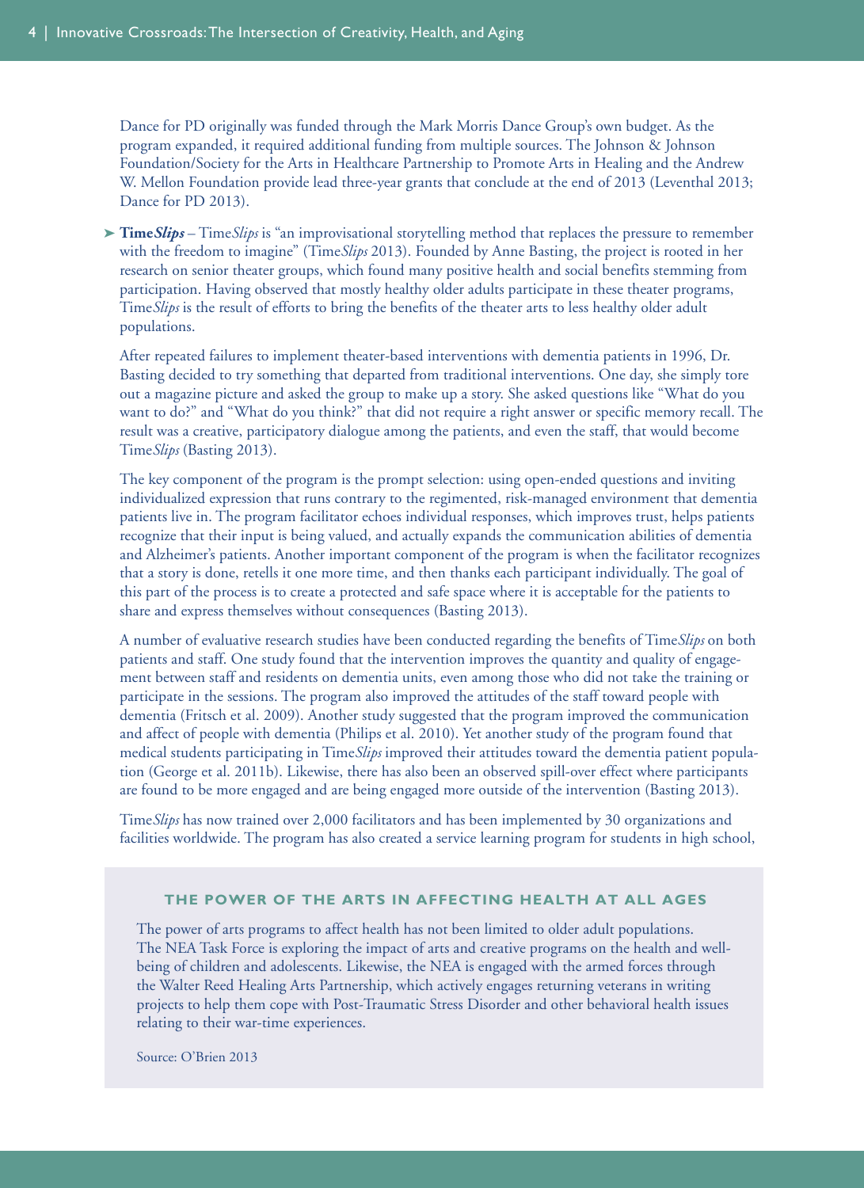Dance for PD originally was funded through the Mark Morris Dance Group's own budget. As the program expanded, it required additional funding from multiple sources. The Johnson & Johnson Foundation/Society for the Arts in Healthcare Partnership to Promote Arts in Healing and the Andrew W. Mellon Foundation provide lead three-year grants that conclude at the end of 2013 (Leventhal 2013; Dance for PD 2013).

- **Time*Slips*** – Time*Slips* is "an improvisational storytelling method that replaces the pressure to remember with the freedom to imagine" (Time*Slips* 2013). Founded by Anne Basting, the project is rooted in her research on senior theater groups, which found many positive health and social benefits stemming from participation. Having observed that mostly healthy older adults participate in these theater programs, Time*Slips* is the result of efforts to bring the benefits of the theater arts to less healthy older adult populations.

  After repeated failures to implement theater-based interventions with dementia patients in 1996, Dr. Basting decided to try something that departed from traditional interventions. One day, she simply tore out a magazine picture and asked the group to make up a story. She asked questions like "What do you want to do?" and "What do you think?" that did not require a right answer or specific memory recall. The result was a creative, participatory dialogue among the patients, and even the staff, that would become Time*Slips* (Basting 2013).

  The key component of the program is the prompt selection: using open-ended questions and inviting individualized expression that runs contrary to the regimented, risk-managed environment that dementia patients live in. The program facilitator echoes individual responses, which improves trust, helps patients recognize that their input is being valued, and actually expands the communication abilities of dementia and Alzheimer's patients. Another important component of the program is when the facilitator recognizes that a story is done, retells it one more time, and then thanks each participant individually. The goal of this part of the process is to create a protected and safe space where it is acceptable for the patients to share and express themselves without consequences (Basting 2013).

  A number of evaluative research studies have been conducted regarding the benefits of Time*Slips* on both patients and staff. One study found that the intervention improves the quantity and quality of engagement between staff and residents on dementia units, even among those who did not take the training or participate in the sessions. The program also improved the attitudes of the staff toward people with dementia (Fritsch et al. 2009). Another study suggested that the program improved the communication and affect of people with dementia (Philips et al. 2010). Yet another study of the program found that medical students participating in Time*Slips* improved their attitudes toward the dementia patient population (George et al. 2011b). Likewise, there has also been an observed spill-over effect where participants are found to be more engaged and are being engaged more outside of the intervention (Basting 2013).

  Time*Slips* has now trained over 2,000 facilitators and has been implemented by 30 organizations and facilities worldwide. The program has also created a service learning program for students in high school,

### THE POWER OF THE ARTS IN AFFECTING HEALTH AT ALL AGES

The power of arts programs to affect health has not been limited to older adult populations. The NEA Task Force is exploring the impact of arts and creative programs on the health and well-being of children and adolescents. Likewise, the NEA is engaged with the armed forces through the Walter Reed Healing Arts Partnership, which actively engages returning veterans in writing projects to help them cope with Post-Traumatic Stress Disorder and other behavioral health issues relating to their war-time experiences.

Source: O'Brien 2013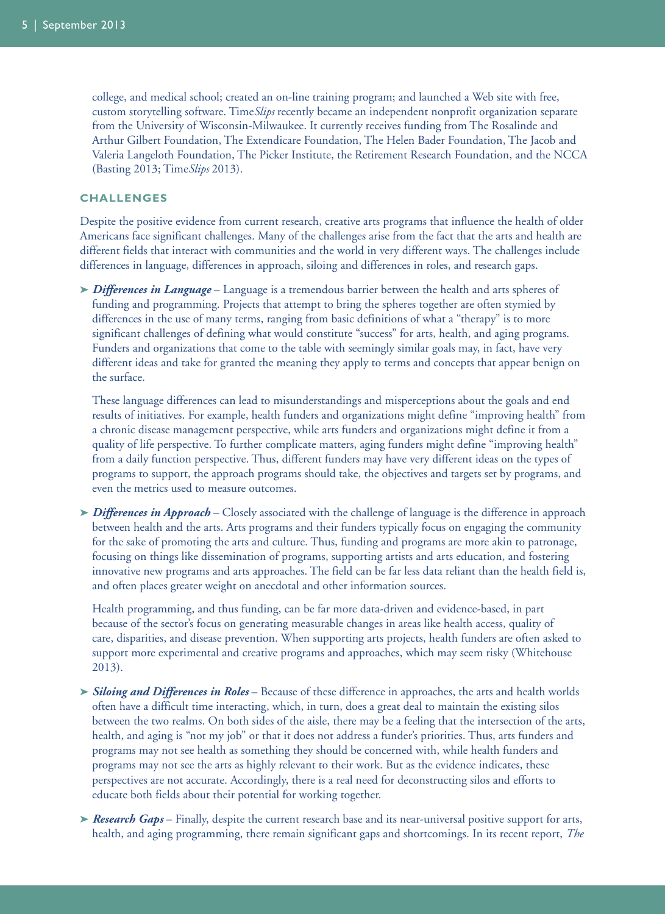college, and medical school; created an on-line training program; and launched a Web site with free, custom storytelling software. Time*Slips* recently became an independent nonprofit organization separate from the University of Wisconsin-Milwaukee. It currently receives funding from The Rosalinde and Arthur Gilbert Foundation, The Extendicare Foundation, The Helen Bader Foundation, The Jacob and Valeria Langeloth Foundation, The Picker Institute, the Retirement Research Foundation, and the NCCA (Basting 2013; Time*Slips* 2013).

## CHALLENGES

Despite the positive evidence from current research, creative arts programs that influence the health of older Americans face significant challenges. Many of the challenges arise from the fact that the arts and health are different fields that interact with communities and the world in very different ways. The challenges include differences in language, differences in approach, siloing and differences in roles, and research gaps.

- ***Differences in Language*** – Language is a tremendous barrier between the health and arts spheres of funding and programming. Projects that attempt to bring the spheres together are often stymied by differences in the use of many terms, ranging from basic definitions of what a "therapy" is to more significant challenges of defining what would constitute "success" for arts, health, and aging programs. Funders and organizations that come to the table with seemingly similar goals may, in fact, have very different ideas and take for granted the meaning they apply to terms and concepts that appear benign on the surface.

  These language differences can lead to misunderstandings and misperceptions about the goals and end results of initiatives. For example, health funders and organizations might define "improving health" from a chronic disease management perspective, while arts funders and organizations might define it from a quality of life perspective. To further complicate matters, aging funders might define "improving health" from a daily function perspective. Thus, different funders may have very different ideas on the types of programs to support, the approach programs should take, the objectives and targets set by programs, and even the metrics used to measure outcomes.

- ***Differences in Approach*** – Closely associated with the challenge of language is the difference in approach between health and the arts. Arts programs and their funders typically focus on engaging the community for the sake of promoting the arts and culture. Thus, funding and programs are more akin to patronage, focusing on things like dissemination of programs, supporting artists and arts education, and fostering innovative new programs and arts approaches. The field can be far less data reliant than the health field is, and often places greater weight on anecdotal and other information sources.

  Health programming, and thus funding, can be far more data-driven and evidence-based, in part because of the sector's focus on generating measurable changes in areas like health access, quality of care, disparities, and disease prevention. When supporting arts projects, health funders are often asked to support more experimental and creative programs and approaches, which may seem risky (Whitehouse 2013).

- ***Siloing and Differences in Roles*** – Because of these difference in approaches, the arts and health worlds often have a difficult time interacting, which, in turn, does a great deal to maintain the existing silos between the two realms. On both sides of the aisle, there may be a feeling that the intersection of the arts, health, and aging is "not my job" or that it does not address a funder's priorities. Thus, arts funders and programs may not see health as something they should be concerned with, while health funders and programs may not see the arts as highly relevant to their work. But as the evidence indicates, these perspectives are not accurate. Accordingly, there is a real need for deconstructing silos and efforts to educate both fields about their potential for working together.

- ***Research Gaps*** – Finally, despite the current research base and its near-universal positive support for arts, health, and aging programming, there remain significant gaps and shortcomings. In its recent report, *The*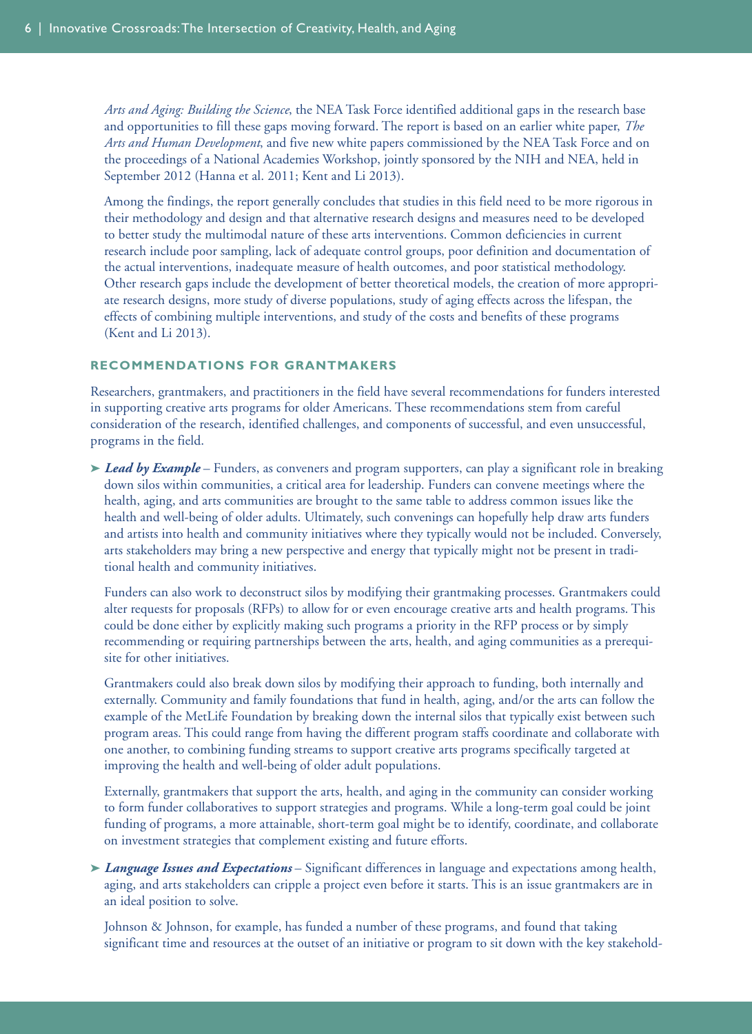*Arts and Aging: Building the Science*, the NEA Task Force identified additional gaps in the research base and opportunities to fill these gaps moving forward. The report is based on an earlier white paper, *The Arts and Human Development*, and five new white papers commissioned by the NEA Task Force and on the proceedings of a National Academies Workshop, jointly sponsored by the NIH and NEA, held in September 2012 (Hanna et al. 2011; Kent and Li 2013).

Among the findings, the report generally concludes that studies in this field need to be more rigorous in their methodology and design and that alternative research designs and measures need to be developed to better study the multimodal nature of these arts interventions. Common deficiencies in current research include poor sampling, lack of adequate control groups, poor definition and documentation of the actual interventions, inadequate measure of health outcomes, and poor statistical methodology. Other research gaps include the development of better theoretical models, the creation of more appropriate research designs, more study of diverse populations, study of aging effects across the lifespan, the effects of combining multiple interventions, and study of the costs and benefits of these programs (Kent and Li 2013).

## RECOMMENDATIONS FOR GRANTMAKERS

Researchers, grantmakers, and practitioners in the field have several recommendations for funders interested in supporting creative arts programs for older Americans. These recommendations stem from careful consideration of the research, identified challenges, and components of successful, and even unsuccessful, programs in the field.

- ***Lead by Example*** – Funders, as conveners and program supporters, can play a significant role in breaking down silos within communities, a critical area for leadership. Funders can convene meetings where the health, aging, and arts communities are brought to the same table to address common issues like the health and well-being of older adults. Ultimately, such convenings can hopefully help draw arts funders and artists into health and community initiatives where they typically would not be included. Conversely, arts stakeholders may bring a new perspective and energy that typically might not be present in traditional health and community initiatives.

  Funders can also work to deconstruct silos by modifying their grantmaking processes. Grantmakers could alter requests for proposals (RFPs) to allow for or even encourage creative arts and health programs. This could be done either by explicitly making such programs a priority in the RFP process or by simply recommending or requiring partnerships between the arts, health, and aging communities as a prerequisite for other initiatives.

  Grantmakers could also break down silos by modifying their approach to funding, both internally and externally. Community and family foundations that fund in health, aging, and/or the arts can follow the example of the MetLife Foundation by breaking down the internal silos that typically exist between such program areas. This could range from having the different program staffs coordinate and collaborate with one another, to combining funding streams to support creative arts programs specifically targeted at improving the health and well-being of older adult populations.

  Externally, grantmakers that support the arts, health, and aging in the community can consider working to form funder collaboratives to support strategies and programs. While a long-term goal could be joint funding of programs, a more attainable, short-term goal might be to identify, coordinate, and collaborate on investment strategies that complement existing and future efforts.

- ***Language Issues and Expectations*** – Significant differences in language and expectations among health, aging, and arts stakeholders can cripple a project even before it starts. This is an issue grantmakers are in an ideal position to solve.

  Johnson & Johnson, for example, has funded a number of these programs, and found that taking significant time and resources at the outset of an initiative or program to sit down with the key stakehold-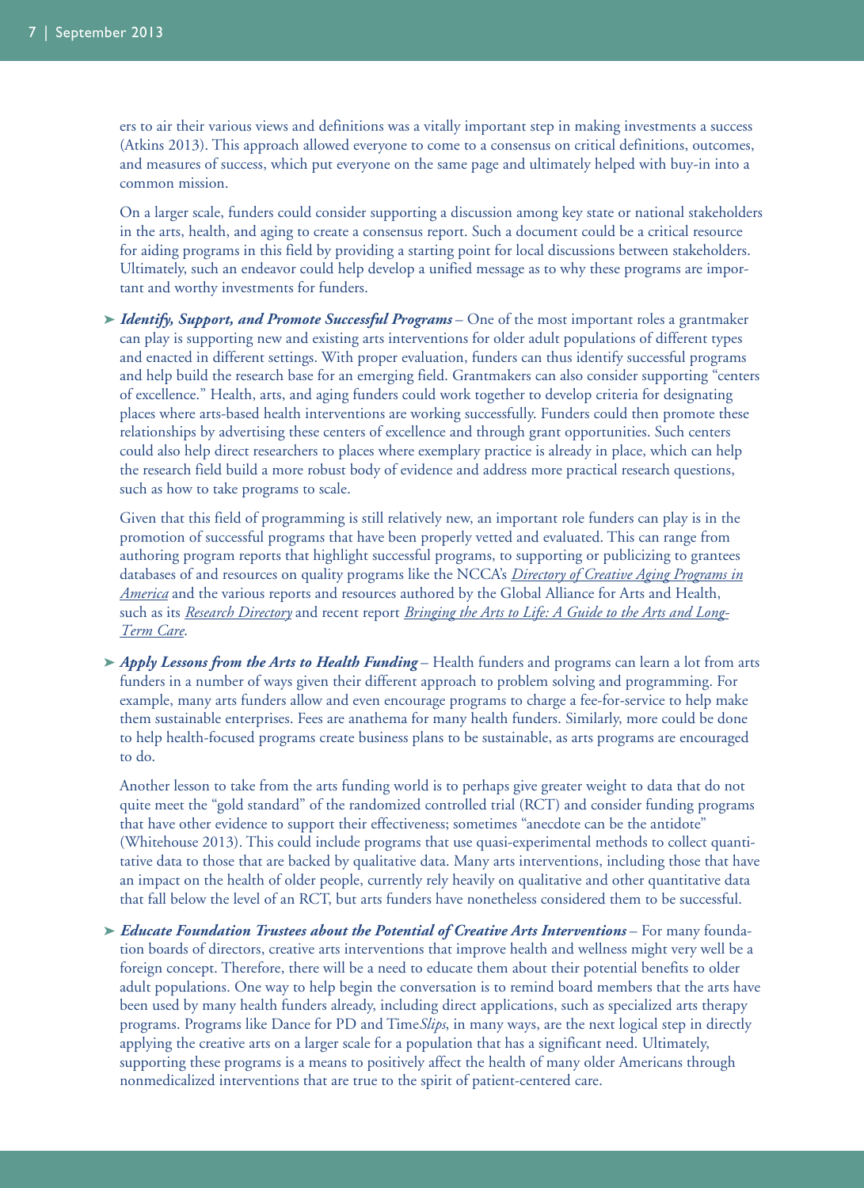ers to air their various views and definitions was a vitally important step in making investments a success (Atkins 2013). This approach allowed everyone to come to a consensus on critical definitions, outcomes, and measures of success, which put everyone on the same page and ultimately helped with buy-in into a common mission.

On a larger scale, funders could consider supporting a discussion among key state or national stakeholders in the arts, health, and aging to create a consensus report. Such a document could be a critical resource for aiding programs in this field by providing a starting point for local discussions between stakeholders. Ultimately, such an endeavor could help develop a unified message as to why these programs are important and worthy investments for funders.

- ***Identify, Support, and Promote Successful Programs*** – One of the most important roles a grantmaker can play is supporting new and existing arts interventions for older adult populations of different types and enacted in different settings. With proper evaluation, funders can thus identify successful programs and help build the research base for an emerging field. Grantmakers can also consider supporting "centers of excellence." Health, arts, and aging funders could work together to develop criteria for designating places where arts-based health interventions are working successfully. Funders could then promote these relationships by advertising these centers of excellence and through grant opportunities. Such centers could also help direct researchers to places where exemplary practice is already in place, which can help the research field build a more robust body of evidence and address more practical research questions, such as how to take programs to scale.

  Given that this field of programming is still relatively new, an important role funders can play is in the promotion of successful programs that have been properly vetted and evaluated. This can range from authoring program reports that highlight successful programs, to supporting or publicizing to grantees databases of and resources on quality programs like the NCCA's *Directory of Creative Aging Programs in America* and the various reports and resources authored by the Global Alliance for Arts and Health, such as its *Research Directory* and recent report *Bringing the Arts to Life: A Guide to the Arts and Long-Term Care*.

- ***Apply Lessons from the Arts to Health Funding*** – Health funders and programs can learn a lot from arts funders in a number of ways given their different approach to problem solving and programming. For example, many arts funders allow and even encourage programs to charge a fee-for-service to help make them sustainable enterprises. Fees are anathema for many health funders. Similarly, more could be done to help health-focused programs create business plans to be sustainable, as arts programs are encouraged to do.

  Another lesson to take from the arts funding world is to perhaps give greater weight to data that do not quite meet the "gold standard" of the randomized controlled trial (RCT) and consider funding programs that have other evidence to support their effectiveness; sometimes "anecdote can be the antidote" (Whitehouse 2013). This could include programs that use quasi-experimental methods to collect quantitative data to those that are backed by qualitative data. Many arts interventions, including those that have an impact on the health of older people, currently rely heavily on qualitative and other quantitative data that fall below the level of an RCT, but arts funders have nonetheless considered them to be successful.

- ***Educate Foundation Trustees about the Potential of Creative Arts Interventions*** – For many foundation boards of directors, creative arts interventions that improve health and wellness might very well be a foreign concept. Therefore, there will be a need to educate them about their potential benefits to older adult populations. One way to help begin the conversation is to remind board members that the arts have been used by many health funders already, including direct applications, such as specialized arts therapy programs. Programs like Dance for PD and Time*Slips*, in many ways, are the next logical step in directly applying the creative arts on a larger scale for a population that has a significant need. Ultimately, supporting these programs is a means to positively affect the health of many older Americans through nonmedicalized interventions that are true to the spirit of patient-centered care.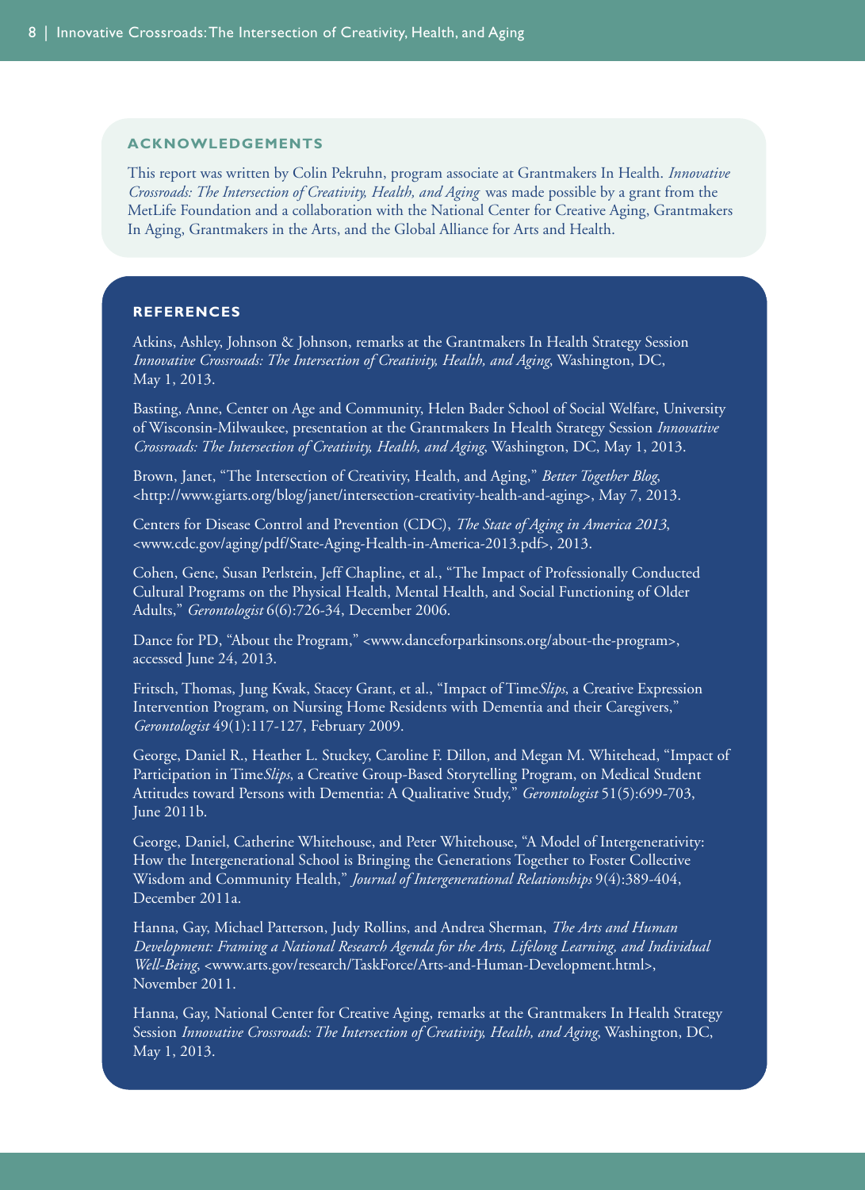## ACKNOWLEDGEMENTS

This report was written by Colin Pekruhn, program associate at Grantmakers In Health. *Innovative Crossroads: The Intersection of Creativity, Health, and Aging* was made possible by a grant from the MetLife Foundation and a collaboration with the National Center for Creative Aging, Grantmakers In Aging, Grantmakers in the Arts, and the Global Alliance for Arts and Health.

## REFERENCES

Atkins, Ashley, Johnson & Johnson, remarks at the Grantmakers In Health Strategy Session *Innovative Crossroads: The Intersection of Creativity, Health, and Aging*, Washington, DC, May 1, 2013.

Basting, Anne, Center on Age and Community, Helen Bader School of Social Welfare, University of Wisconsin-Milwaukee, presentation at the Grantmakers In Health Strategy Session *Innovative Crossroads: The Intersection of Creativity, Health, and Aging*, Washington, DC, May 1, 2013.

Brown, Janet, "The Intersection of Creativity, Health, and Aging," *Better Together Blog*, <http://www.giarts.org/blog/janet/intersection-creativity-health-and-aging>, May 7, 2013.

Centers for Disease Control and Prevention (CDC), *The State of Aging in America 2013*, <www.cdc.gov/aging/pdf/State-Aging-Health-in-America-2013.pdf>, 2013.

Cohen, Gene, Susan Perlstein, Jeff Chapline, et al., "The Impact of Professionally Conducted Cultural Programs on the Physical Health, Mental Health, and Social Functioning of Older Adults," *Gerontologist* 6(6):726-34, December 2006.

Dance for PD, "About the Program," <www.danceforparkinsons.org/about-the-program>, accessed June 24, 2013.

Fritsch, Thomas, Jung Kwak, Stacey Grant, et al., "Impact of Time*Slips*, a Creative Expression Intervention Program, on Nursing Home Residents with Dementia and their Caregivers," *Gerontologist* 49(1):117-127, February 2009.

George, Daniel R., Heather L. Stuckey, Caroline F. Dillon, and Megan M. Whitehead, "Impact of Participation in Time*Slips*, a Creative Group-Based Storytelling Program, on Medical Student Attitudes toward Persons with Dementia: A Qualitative Study," *Gerontologist* 51(5):699-703, June 2011b.

George, Daniel, Catherine Whitehouse, and Peter Whitehouse, "A Model of Intergenerativity: How the Intergenerational School is Bringing the Generations Together to Foster Collective Wisdom and Community Health," *Journal of Intergenerational Relationships* 9(4):389-404, December 2011a.

Hanna, Gay, Michael Patterson, Judy Rollins, and Andrea Sherman, *The Arts and Human Development: Framing a National Research Agenda for the Arts, Lifelong Learning, and Individual Well-Being*, <www.arts.gov/research/TaskForce/Arts-and-Human-Development.html>, November 2011.

Hanna, Gay, National Center for Creative Aging, remarks at the Grantmakers In Health Strategy Session *Innovative Crossroads: The Intersection of Creativity, Health, and Aging*, Washington, DC, May 1, 2013.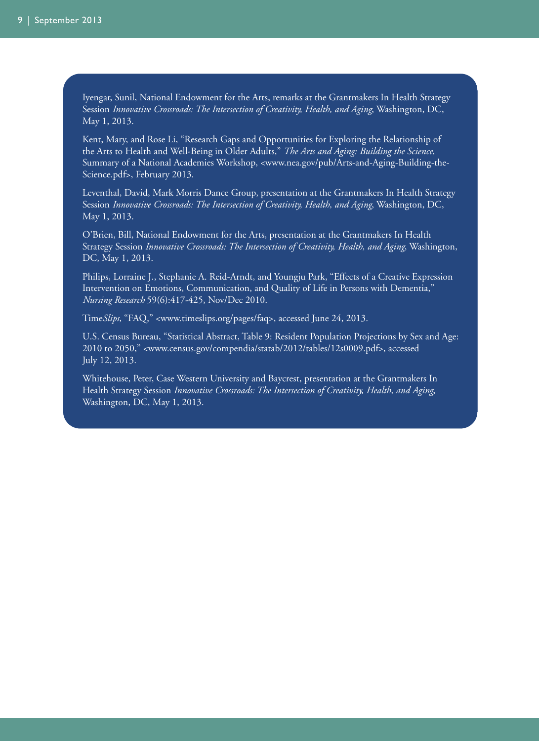Iyengar, Sunil, National Endowment for the Arts, remarks at the Grantmakers In Health Strategy Session *Innovative Crossroads: The Intersection of Creativity, Health, and Aging*, Washington, DC, May 1, 2013.

Kent, Mary, and Rose Li, "Research Gaps and Opportunities for Exploring the Relationship of the Arts to Health and Well-Being in Older Adults," *The Arts and Aging: Building the Science*, Summary of a National Academies Workshop, <www.nea.gov/pub/Arts-and-Aging-Building-the-Science.pdf>, February 2013.

Leventhal, David, Mark Morris Dance Group, presentation at the Grantmakers In Health Strategy Session *Innovative Crossroads: The Intersection of Creativity, Health, and Aging*, Washington, DC, May 1, 2013.

O'Brien, Bill, National Endowment for the Arts, presentation at the Grantmakers In Health Strategy Session *Innovative Crossroads: The Intersection of Creativity, Health, and Aging*, Washington, DC, May 1, 2013.

Philips, Lorraine J., Stephanie A. Reid-Arndt, and Youngju Park, "Effects of a Creative Expression Intervention on Emotions, Communication, and Quality of Life in Persons with Dementia," *Nursing Research* 59(6):417-425, Nov/Dec 2010.

Time*Slips*, "FAQ," <www.timeslips.org/pages/faq>, accessed June 24, 2013.

U.S. Census Bureau, "Statistical Abstract, Table 9: Resident Population Projections by Sex and Age: 2010 to 2050," <www.census.gov/compendia/statab/2012/tables/12s0009.pdf>, accessed July 12, 2013.

Whitehouse, Peter, Case Western University and Baycrest, presentation at the Grantmakers In Health Strategy Session *Innovative Crossroads: The Intersection of Creativity, Health, and Aging*, Washington, DC, May 1, 2013.